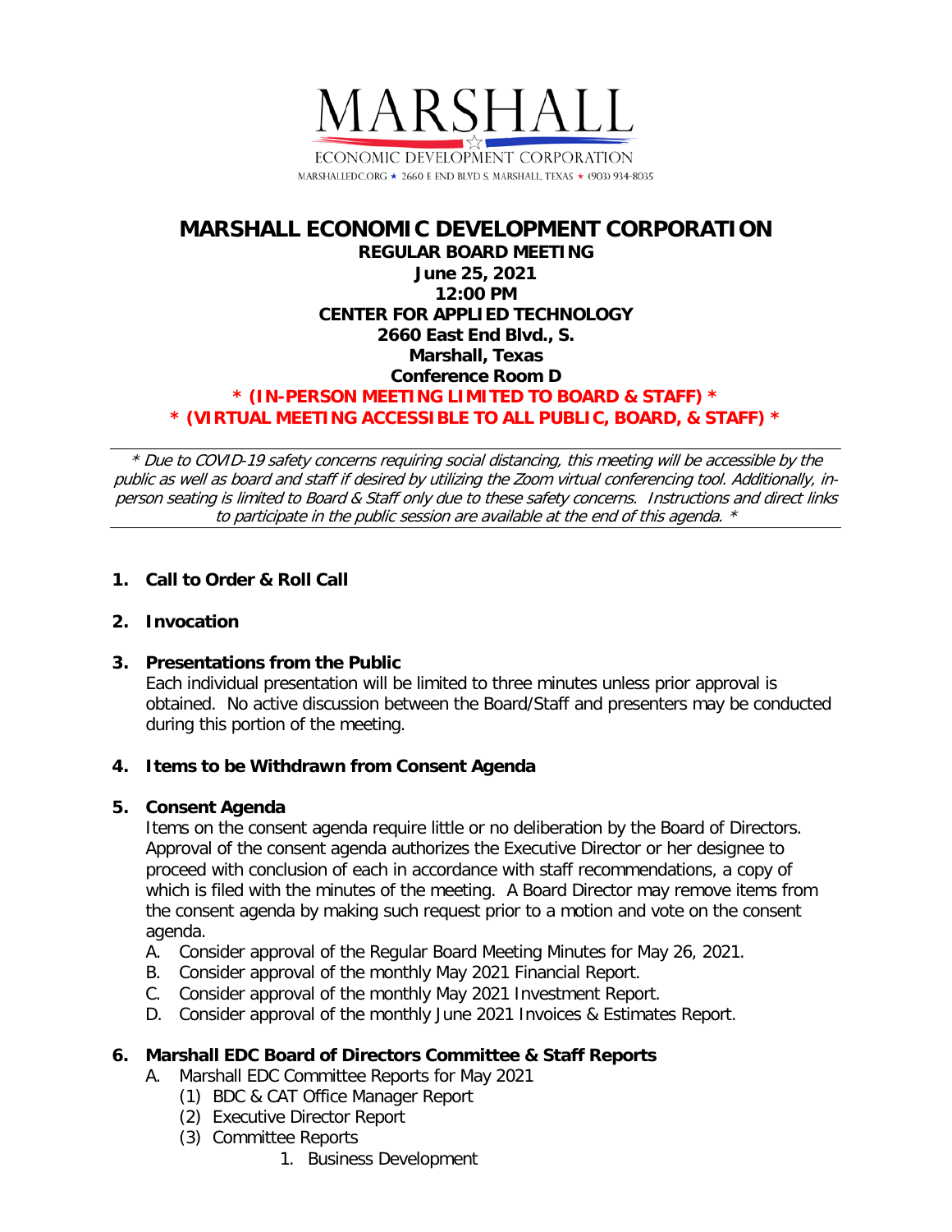MARSHALL

ECONOMIC DEVELOPMENT CORPORATION

MARSHALLEDC.ORG ★ 2660 E END BLVD S. MARSHALL, TEXAS ★ (903) 934-8035

# MARSHALL ECONOMIC DEVELOPMENT CORPORATION

**REGULAR BOARD MEETING**
**June 25, 2021**
**12:00 PM**
**CENTER FOR APPLIED TECHNOLOGY**
**2660 East End Blvd., S.**
**Marshall, Texas**
**Conference Room D**

**\* (IN-PERSON MEETING LIMITED TO BOARD & STAFF) \***
**\* (VIRTUAL MEETING ACCESSIBLE TO ALL PUBLIC, BOARD, & STAFF) \***

---

*\* Due to COVID-19 safety concerns requiring social distancing, this meeting will be accessible by the public as well as board and staff if desired by utilizing the Zoom virtual conferencing tool. Additionally, in-person seating is limited to Board & Staff only due to these safety concerns. Instructions and direct links to participate in the public session are available at the end of this agenda. \**

---

1. **Call to Order & Roll Call**

2. **Invocation**

3. **Presentations from the Public**
   Each individual presentation will be limited to three minutes unless prior approval is obtained. No active discussion between the Board/Staff and presenters may be conducted during this portion of the meeting.

4. **Items to be Withdrawn from Consent Agenda**

5. **Consent Agenda**
   Items on the consent agenda require little or no deliberation by the Board of Directors. Approval of the consent agenda authorizes the Executive Director or her designee to proceed with conclusion of each in accordance with staff recommendations, a copy of which is filed with the minutes of the meeting. A Board Director may remove items from the consent agenda by making such request prior to a motion and vote on the consent agenda.
   A. Consider approval of the Regular Board Meeting Minutes for May 26, 2021.
   B. Consider approval of the monthly May 2021 Financial Report.
   C. Consider approval of the monthly May 2021 Investment Report.
   D. Consider approval of the monthly June 2021 Invoices & Estimates Report.

6. **Marshall EDC Board of Directors Committee & Staff Reports**
   A. Marshall EDC Committee Reports for May 2021
      (1) BDC & CAT Office Manager Report
      (2) Executive Director Report
      (3) Committee Reports
         1. Business Development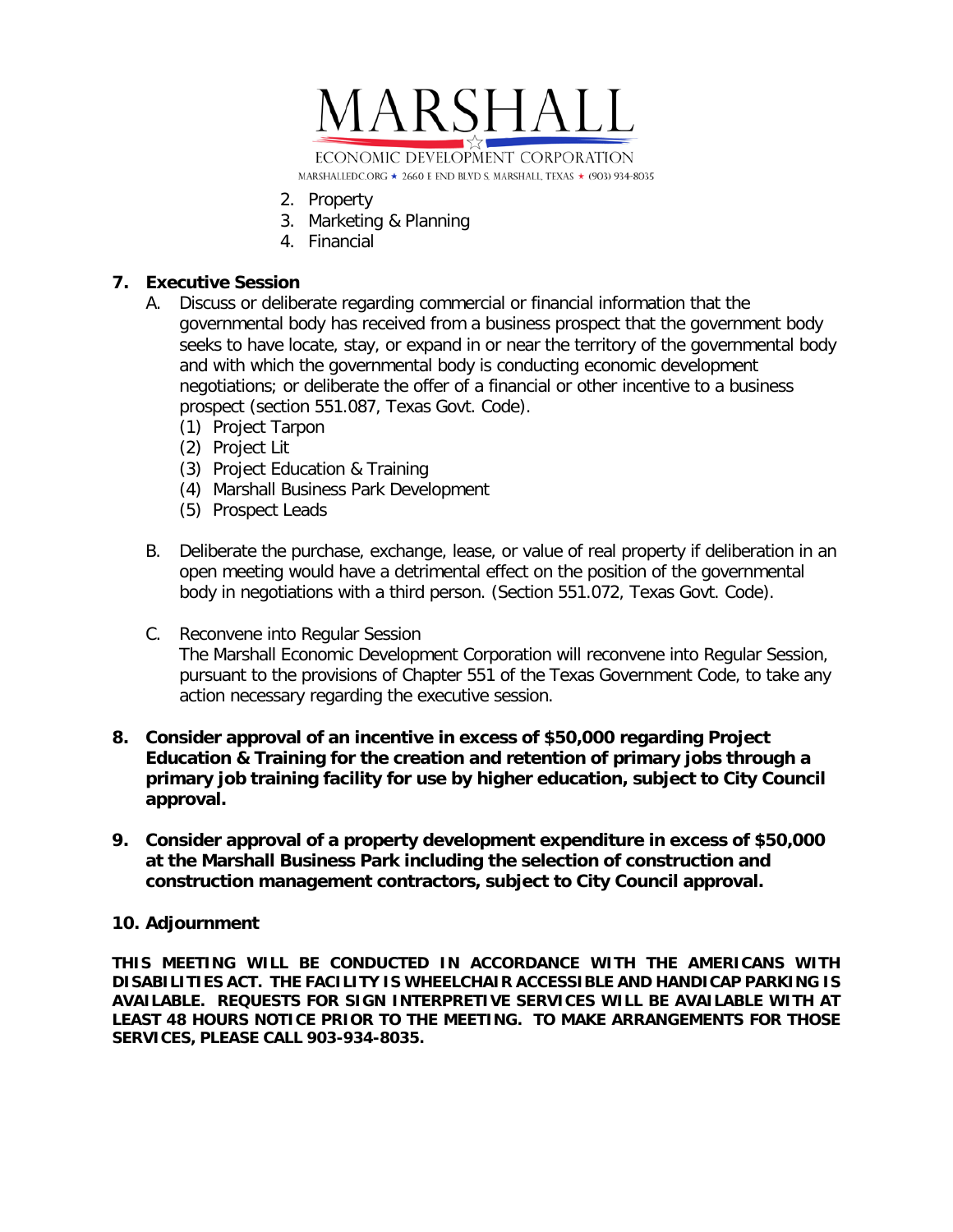2. Property
3. Marketing & Planning
4. Financial

**7. Executive Session**

A. Discuss or deliberate regarding commercial or financial information that the governmental body has received from a business prospect that the government body seeks to have locate, stay, or expand in or near the territory of the governmental body and with which the governmental body is conducting economic development negotiations; or deliberate the offer of a financial or other incentive to a business prospect (section 551.087, Texas Govt. Code).
   (1) Project Tarpon
   (2) Project Lit
   (3) Project Education & Training
   (4) Marshall Business Park Development
   (5) Prospect Leads

B. Deliberate the purchase, exchange, lease, or value of real property if deliberation in an open meeting would have a detrimental effect on the position of the governmental body in negotiations with a third person. (Section 551.072, Texas Govt. Code).

C. Reconvene into Regular Session
   The Marshall Economic Development Corporation will reconvene into Regular Session, pursuant to the provisions of Chapter 551 of the Texas Government Code, to take any action necessary regarding the executive session.

**8. Consider approval of an incentive in excess of $50,000 regarding Project Education & Training for the creation and retention of primary jobs through a primary job training facility for use by higher education, subject to City Council approval.**

**9. Consider approval of a property development expenditure in excess of $50,000 at the Marshall Business Park including the selection of construction and construction management contractors, subject to City Council approval.**

**10. Adjournment**

**THIS MEETING WILL BE CONDUCTED IN ACCORDANCE WITH THE AMERICANS WITH DISABILITIES ACT. THE FACILITY IS WHEELCHAIR ACCESSIBLE AND HANDICAP PARKING IS AVAILABLE. REQUESTS FOR SIGN INTERPRETIVE SERVICES WILL BE AVAILABLE WITH AT LEAST 48 HOURS NOTICE PRIOR TO THE MEETING. TO MAKE ARRANGEMENTS FOR THOSE SERVICES, PLEASE CALL 903-934-8035.**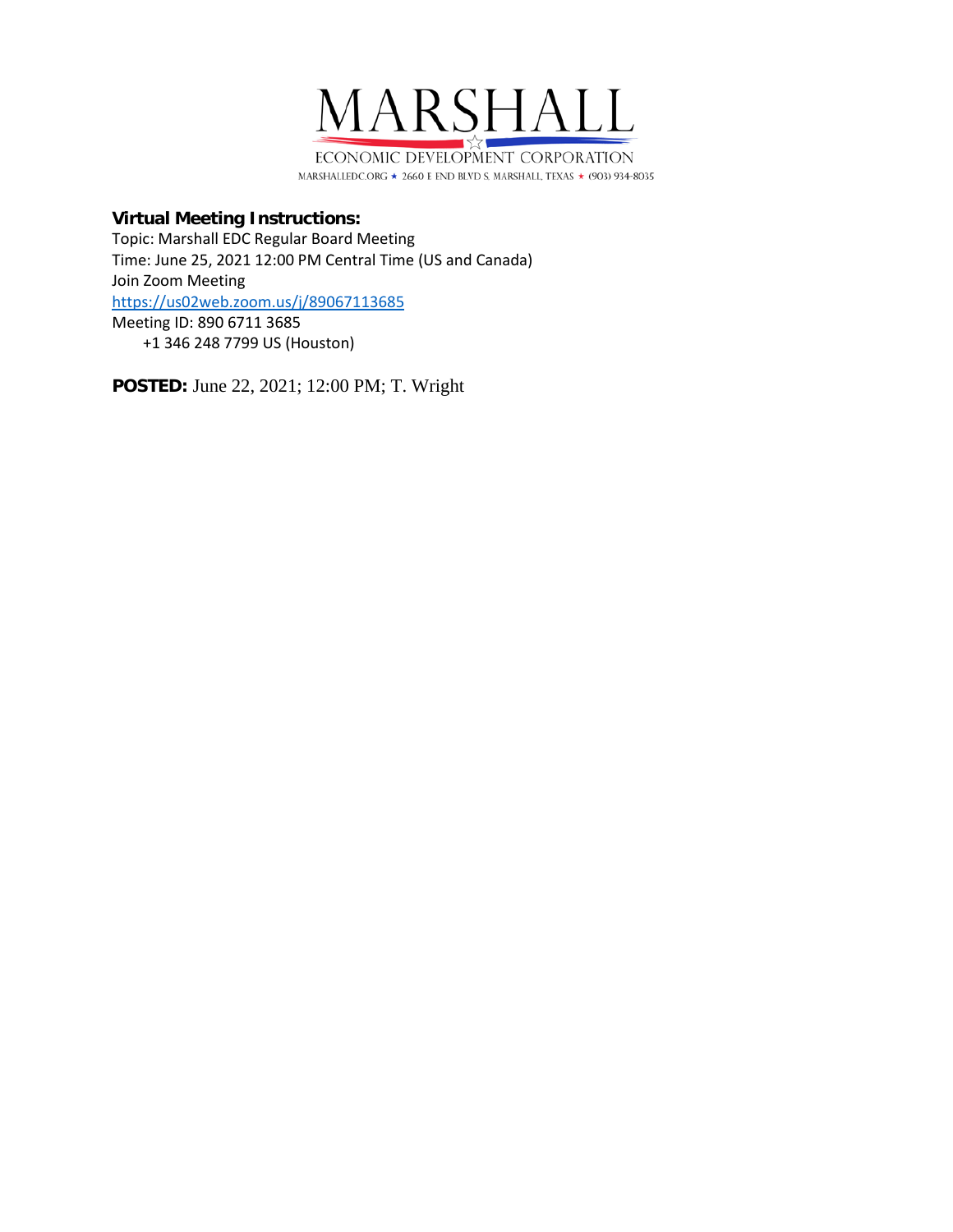# MARSHALL

ECONOMIC DEVELOPMENT CORPORATION

MARSHALLEDC.ORG ★ 2660 E END BLVD S. MARSHALL, TEXAS ★ (903) 934-8035

**Virtual Meeting Instructions:**

Topic: Marshall EDC Regular Board Meeting
Time: June 25, 2021 12:00 PM Central Time (US and Canada)
Join Zoom Meeting
https://us02web.zoom.us/j/89067113685
Meeting ID: 890 6711 3685
+1 346 248 7799 US (Houston)

**POSTED:** June 22, 2021; 12:00 PM; T. Wright